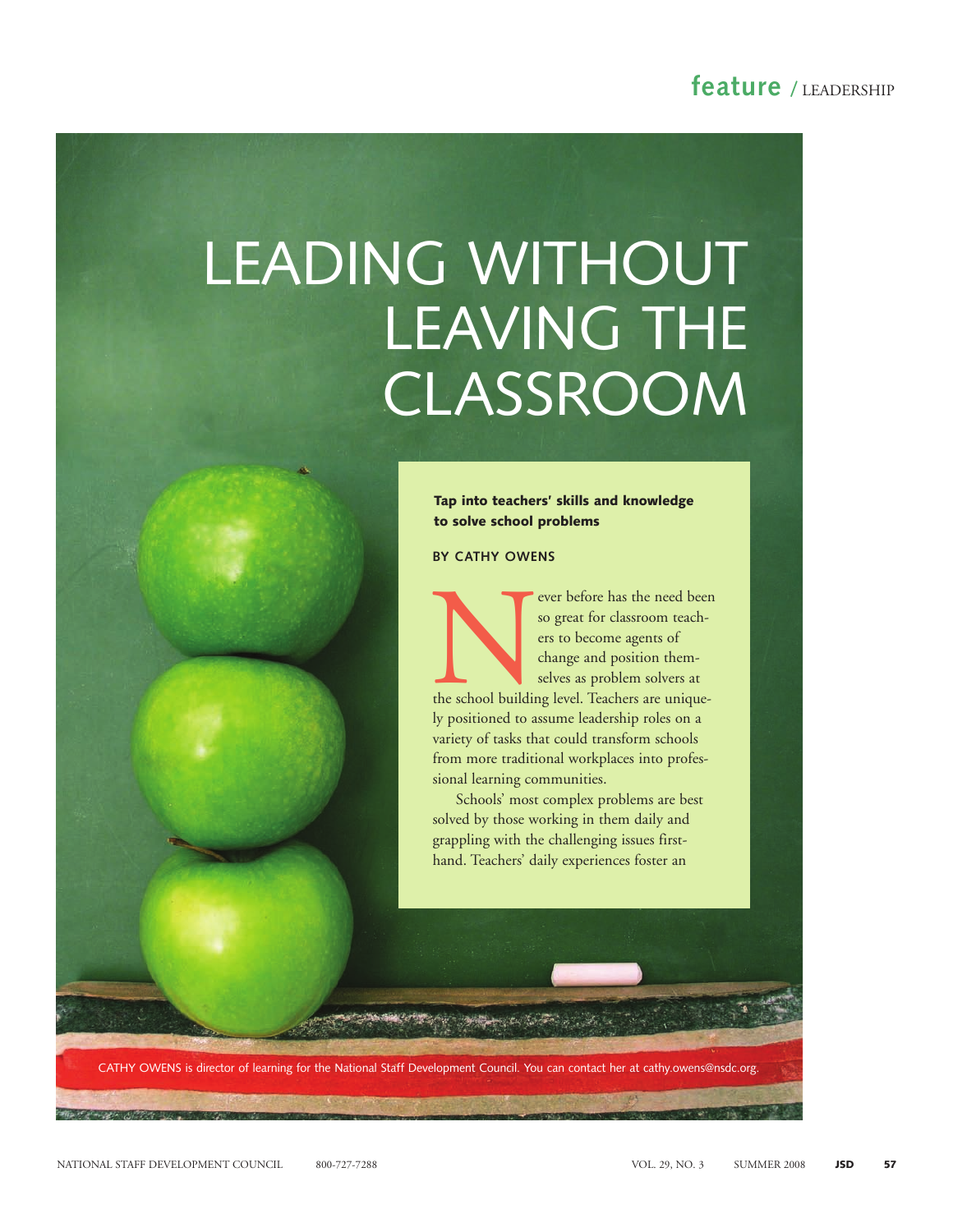# LEADING WITHOUT LEAVING THE CLASSROOM

**Tap into teachers' skills and knowledge to solve school problems**

BY CATHY OWENS

Never before has the need been so great for classroom teachers to become agents of change and position themselves as problem solvers at the school building level. Teachers are uniquely positioned to assume leadership roles on a variety of tasks that could transform schools from more traditional workplaces into professional learning communities.

Schools' most complex problems are best solved by those working in them daily and grappling with the challenging issues firsthand. Teachers' daily experiences foster an

CATHY OWENS is director of learning for the National Staff Development Council. You can contact her at cathy.owens@nsdc.org.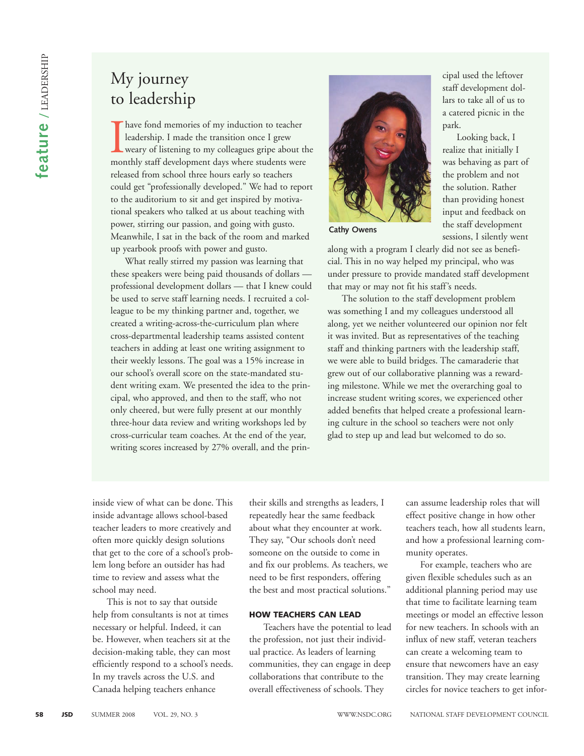## My journey to leadership

I have fond memories of my induction to teacher leadership. I made the transition once I grew weary of listening to my colleagues gripe about the monthly staff development days where students were released from school three hours early so teachers could get "professionally developed." We had to report to the auditorium to sit and get inspired by motivational speakers who talked at us about teaching with power, stirring our passion, and going with gusto. Meanwhile, I sat in the back of the room and marked up yearbook proofs with power and gusto.

What really stirred my passion was learning that these speakers were being paid thousands of dollars — professional development dollars — that I knew could be used to serve staff learning needs. I recruited a colleague to be my thinking partner and, together, we created a writing-across-the-curriculum plan where cross-departmental leadership teams assisted content teachers in adding at least one writing assignment to their weekly lessons. The goal was a 15% increase in our school's overall score on the state-mandated student writing exam. We presented the idea to the principal, who approved, and then to the staff, who not only cheered, but were fully present at our monthly three-hour data review and writing workshops led by cross-curricular team coaches. At the end of the year, writing scores increased by 27% overall, and the principal used the leftover staff development dollars to take all of us to a catered picnic in the park.

Cathy Owens

Looking back, I realize that initially I was behaving as part of the problem and not the solution. Rather than providing honest input and feedback on the staff development sessions, I silently went along with a program I clearly did not see as beneficial. This in no way helped my principal, who was under pressure to provide mandated staff development that may or may not fit his staff's needs.

The solution to the staff development problem was something I and my colleagues understood all along, yet we neither volunteered our opinion nor felt it was invited. But as representatives of the teaching staff and thinking partners with the leadership staff, we were able to build bridges. The camaraderie that grew out of our collaborative planning was a rewarding milestone. While we met the overarching goal to increase student writing scores, we experienced other added benefits that helped create a professional learning culture in the school so teachers were not only glad to step up and lead but welcomed to do so.

inside view of what can be done. This inside advantage allows school-based teacher leaders to more creatively and often more quickly design solutions that get to the core of a school's problem long before an outsider has had time to review and assess what the school may need.

This is not to say that outside help from consultants is not at times necessary or helpful. Indeed, it can be. However, when teachers sit at the decision-making table, they can most efficiently respond to a school's needs. In my travels across the U.S. and Canada helping teachers enhance their skills and strengths as leaders, I repeatedly hear the same feedback about what they encounter at work. They say, "Our schools don't need someone on the outside to come in and fix our problems. As teachers, we need to be first responders, offering the best and most practical solutions."

### HOW TEACHERS CAN LEAD

Teachers have the potential to lead the profession, not just their individual practice. As leaders of learning communities, they can engage in deep collaborations that contribute to the overall effectiveness of schools. They can assume leadership roles that will effect positive change in how other teachers teach, how all students learn, and how a professional learning community operates.

For example, teachers who are given flexible schedules such as an additional planning period may use that time to facilitate learning team meetings or model an effective lesson for new teachers. In schools with an influx of new staff, veteran teachers can create a welcoming team to ensure that newcomers have an easy transition. They may create learning circles for novice teachers to get infor-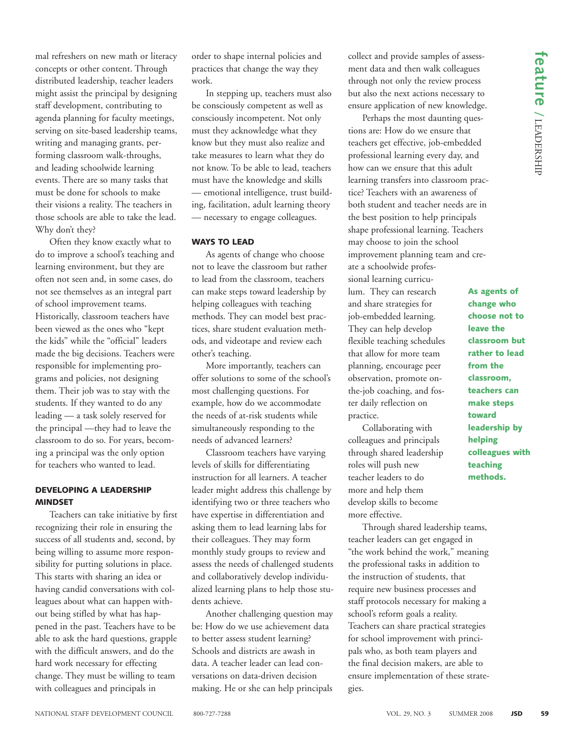mal refreshers on new math or literacy concepts or other content. Through distributed leadership, teacher leaders might assist the principal by designing staff development, contributing to agenda planning for faculty meetings, serving on site-based leadership teams, writing and managing grants, performing classroom walk-throughs, and leading schoolwide learning events. There are so many tasks that must be done for schools to make their visions a reality. The teachers in those schools are able to take the lead. Why don't they?

Often they know exactly what to do to improve a school's teaching and learning environment, but they are often not seen and, in some cases, do not see themselves as an integral part of school improvement teams. Historically, classroom teachers have been viewed as the ones who "kept the kids" while the "official" leaders made the big decisions. Teachers were responsible for implementing programs and policies, not designing them. Their job was to stay with the students. If they wanted to do any leading — a task solely reserved for the principal —they had to leave the classroom to do so. For years, becoming a principal was the only option for teachers who wanted to lead.

### DEVELOPING A LEADERSHIP MINDSET

Teachers can take initiative by first recognizing their role in ensuring the success of all students and, second, by being willing to assume more responsibility for putting solutions in place. This starts with sharing an idea or having candid conversations with colleagues about what can happen without being stifled by what has happened in the past. Teachers have to be able to ask the hard questions, grapple with the difficult answers, and do the hard work necessary for effecting change. They must be willing to team with colleagues and principals in order to shape internal policies and practices that change the way they work.

In stepping up, teachers must also be consciously competent as well as consciously incompetent. Not only must they acknowledge what they know but they must also realize and take measures to learn what they do not know. To be able to lead, teachers must have the knowledge and skills — emotional intelligence, trust building, facilitation, adult learning theory — necessary to engage colleagues.

### WAYS TO LEAD

As agents of change who choose not to leave the classroom but rather to lead from the classroom, teachers can make steps toward leadership by helping colleagues with teaching methods. They can model best practices, share student evaluation methods, and videotape and review each other's teaching.

More importantly, teachers can offer solutions to some of the school's most challenging questions. For example, how do we accommodate the needs of at-risk students while simultaneously responding to the needs of advanced learners?

Classroom teachers have varying levels of skills for differentiating instruction for all learners. A teacher leader might address this challenge by identifying two or three teachers who have expertise in differentiation and asking them to lead learning labs for their colleagues. They may form monthly study groups to review and assess the needs of challenged students and collaboratively develop individualized learning plans to help those students achieve.

Another challenging question may be: How do we use achievement data to better assess student learning? Schools and districts are awash in data. A teacher leader can lead conversations on data-driven decision making. He or she can help principals collect and provide samples of assessment data and then walk colleagues through not only the review process but also the next actions necessary to ensure application of new knowledge.

Perhaps the most daunting questions are: How do we ensure that teachers get effective, job-embedded professional learning every day, and how can we ensure that this adult learning transfers into classroom practice? Teachers with an awareness of both student and teacher needs are in the best position to help principals shape professional learning. Teachers may choose to join the school improvement planning team and create a schoolwide professional learning curriculum. They can research and share strategies for job-embedded learning. They can help develop flexible teaching schedules that allow for more team planning, encourage peer observation, promote on-the-job coaching, and foster daily reflection on practice.

**As agents of change who choose not to leave the classroom but rather to lead from the classroom, teachers can make steps toward leadership by helping colleagues with teaching methods.**

Collaborating with colleagues and principals through shared leadership roles will push new teacher leaders to do more and help them develop skills to become more effective.

Through shared leadership teams, teacher leaders can get engaged in "the work behind the work," meaning the professional tasks in addition to the instruction of students, that require new business processes and staff protocols necessary for making a school's reform goals a reality. Teachers can share practical strategies for school improvement with principals who, as both team players and the final decision makers, are able to ensure implementation of these strategies.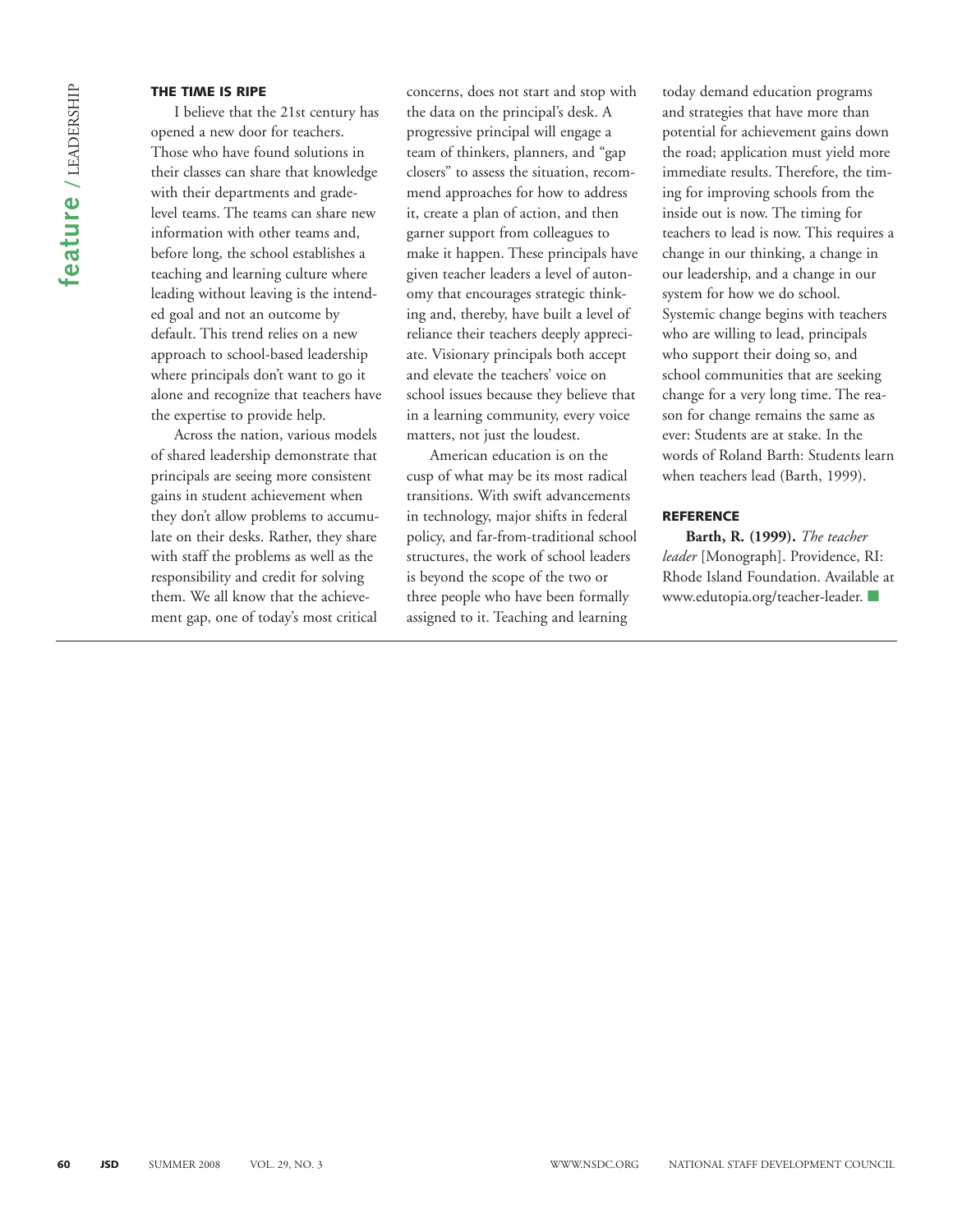### THE TIME IS RIPE

I believe that the 21st century has opened a new door for teachers. Those who have found solutions in their classes can share that knowledge with their departments and grade-level teams. The teams can share new information with other teams and, before long, the school establishes a teaching and learning culture where leading without leaving is the intended goal and not an outcome by default. This trend relies on a new approach to school-based leadership where principals don't want to go it alone and recognize that teachers have the expertise to provide help.

Across the nation, various models of shared leadership demonstrate that principals are seeing more consistent gains in student achievement when they don't allow problems to accumulate on their desks. Rather, they share with staff the problems as well as the responsibility and credit for solving them. We all know that the achievement gap, one of today's most critical concerns, does not start and stop with the data on the principal's desk. A progressive principal will engage a team of thinkers, planners, and "gap closers" to assess the situation, recommend approaches for how to address it, create a plan of action, and then garner support from colleagues to make it happen. These principals have given teacher leaders a level of autonomy that encourages strategic thinking and, thereby, have built a level of reliance their teachers deeply appreciate. Visionary principals both accept and elevate the teachers' voice on school issues because they believe that in a learning community, every voice matters, not just the loudest.

American education is on the cusp of what may be its most radical transitions. With swift advancements in technology, major shifts in federal policy, and far-from-traditional school structures, the work of school leaders is beyond the scope of the two or three people who have been formally assigned to it. Teaching and learning today demand education programs and strategies that have more than potential for achievement gains down the road; application must yield more immediate results. Therefore, the timing for improving schools from the inside out is now. The timing for teachers to lead is now. This requires a change in our thinking, a change in our leadership, and a change in our system for how we do school. Systemic change begins with teachers who are willing to lead, principals who support their doing so, and school communities that are seeking change for a very long time. The reason for change remains the same as ever: Students are at stake. In the words of Roland Barth: Students learn when teachers lead (Barth, 1999).

### REFERENCE

**Barth, R. (1999).** *The teacher leader* [Monograph]. Providence, RI: Rhode Island Foundation. Available at www.edutopia.org/teacher-leader.